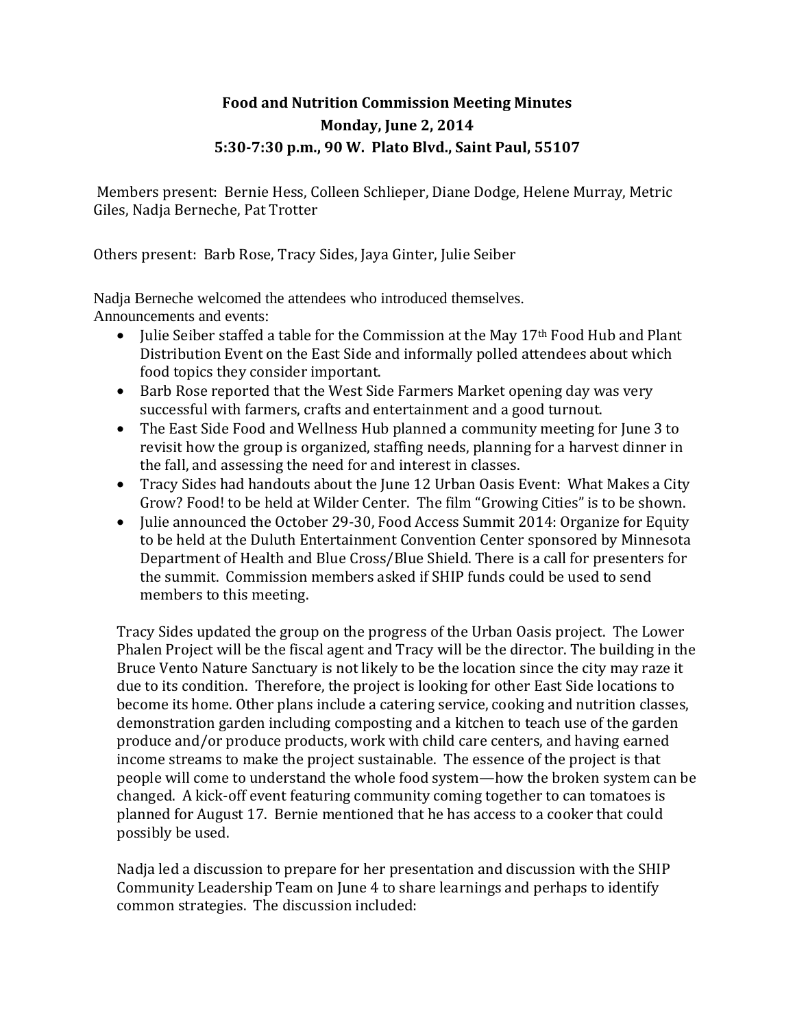# Food and Nutrition Commission Meeting Minutes

**Monday, June 2, 2014**

**5:30-7:30 p.m., 90 W. Plato Blvd., Saint Paul, 55107**

Members present: Bernie Hess, Colleen Schlieper, Diane Dodge, Helene Murray, Metric Giles, Nadja Berneche, Pat Trotter

Others present: Barb Rose, Tracy Sides, Jaya Ginter, Julie Seiber

Nadja Berneche welcomed the attendees who introduced themselves.
Announcements and events:

- Julie Seiber staffed a table for the Commission at the May 17th Food Hub and Plant Distribution Event on the East Side and informally polled attendees about which food topics they consider important.
- Barb Rose reported that the West Side Farmers Market opening day was very successful with farmers, crafts and entertainment and a good turnout.
- The East Side Food and Wellness Hub planned a community meeting for June 3 to revisit how the group is organized, staffing needs, planning for a harvest dinner in the fall, and assessing the need for and interest in classes.
- Tracy Sides had handouts about the June 12 Urban Oasis Event: What Makes a City Grow? Food! to be held at Wilder Center. The film "Growing Cities" is to be shown.
- Julie announced the October 29-30, Food Access Summit 2014: Organize for Equity to be held at the Duluth Entertainment Convention Center sponsored by Minnesota Department of Health and Blue Cross/Blue Shield. There is a call for presenters for the summit. Commission members asked if SHIP funds could be used to send members to this meeting.

Tracy Sides updated the group on the progress of the Urban Oasis project. The Lower Phalen Project will be the fiscal agent and Tracy will be the director. The building in the Bruce Vento Nature Sanctuary is not likely to be the location since the city may raze it due to its condition. Therefore, the project is looking for other East Side locations to become its home. Other plans include a catering service, cooking and nutrition classes, demonstration garden including composting and a kitchen to teach use of the garden produce and/or produce products, work with child care centers, and having earned income streams to make the project sustainable. The essence of the project is that people will come to understand the whole food system—how the broken system can be changed. A kick-off event featuring community coming together to can tomatoes is planned for August 17. Bernie mentioned that he has access to a cooker that could possibly be used.

Nadja led a discussion to prepare for her presentation and discussion with the SHIP Community Leadership Team on June 4 to share learnings and perhaps to identify common strategies. The discussion included: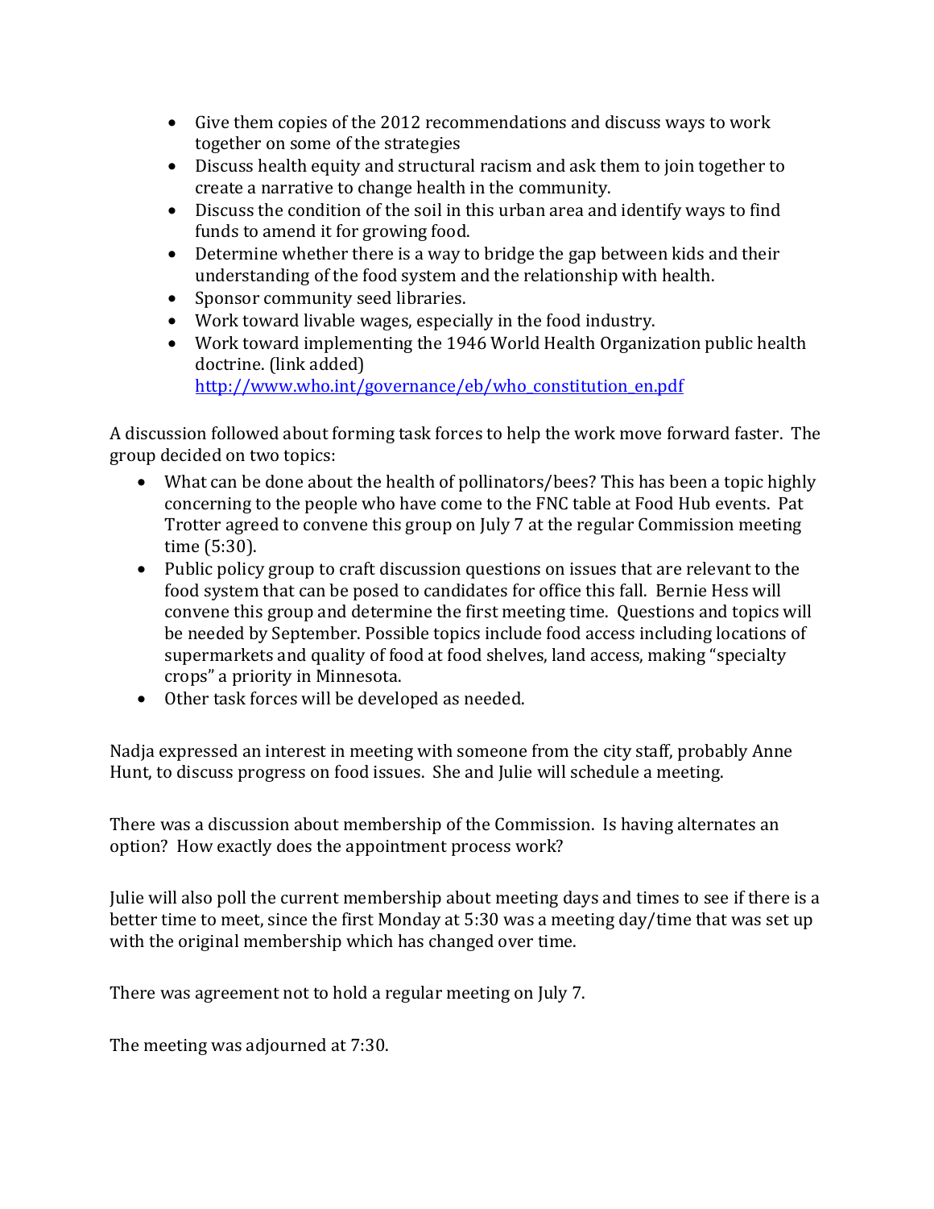- Give them copies of the 2012 recommendations and discuss ways to work together on some of the strategies
- Discuss health equity and structural racism and ask them to join together to create a narrative to change health in the community.
- Discuss the condition of the soil in this urban area and identify ways to find funds to amend it for growing food.
- Determine whether there is a way to bridge the gap between kids and their understanding of the food system and the relationship with health.
- Sponsor community seed libraries.
- Work toward livable wages, especially in the food industry.
- Work toward implementing the 1946 World Health Organization public health doctrine. (link added) [http://www.who.int/governance/eb/who_constitution_en.pdf](http://www.who.int/governance/eb/who_constitution_en.pdf)

A discussion followed about forming task forces to help the work move forward faster. The group decided on two topics:

- What can be done about the health of pollinators/bees? This has been a topic highly concerning to the people who have come to the FNC table at Food Hub events. Pat Trotter agreed to convene this group on July 7 at the regular Commission meeting time (5:30).
- Public policy group to craft discussion questions on issues that are relevant to the food system that can be posed to candidates for office this fall. Bernie Hess will convene this group and determine the first meeting time. Questions and topics will be needed by September. Possible topics include food access including locations of supermarkets and quality of food at food shelves, land access, making "specialty crops" a priority in Minnesota.
- Other task forces will be developed as needed.

Nadja expressed an interest in meeting with someone from the city staff, probably Anne Hunt, to discuss progress on food issues. She and Julie will schedule a meeting.

There was a discussion about membership of the Commission. Is having alternates an option? How exactly does the appointment process work?

Julie will also poll the current membership about meeting days and times to see if there is a better time to meet, since the first Monday at 5:30 was a meeting day/time that was set up with the original membership which has changed over time.

There was agreement not to hold a regular meeting on July 7.

The meeting was adjourned at 7:30.